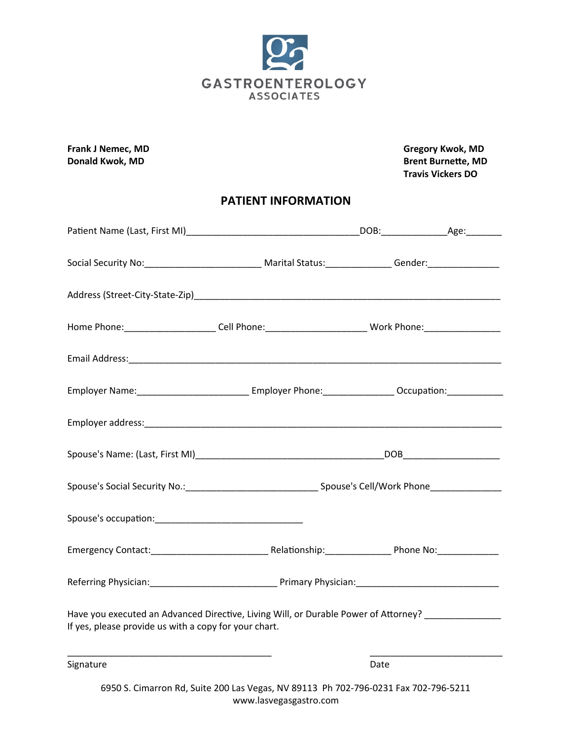# GASTROENTEROLOGY ASSOCIATES

**Frank J Nemec, MD**
**Donald Kwok, MD**

**Gregory Kwok, MD**
**Brent Burnette, MD**
**Travis Vickers DO**

## PATIENT INFORMATION

Patient Name (Last, First MI)__________________________________DOB:_____________Age:_______

Social Security No:_______________________ Marital Status:_____________ Gender:______________

Address (Street-City-State-Zip)_______________________________________________________________

Home Phone:__________________ Cell Phone:____________________ Work Phone:_______________

Email Address:___________________________________________________________________________

Employer Name:______________________ Employer Phone:______________ Occupation:___________

Employer address:________________________________________________________________________

Spouse's Name: (Last, First MI)_____________________________________DOB___________________

Spouse's Social Security No.:__________________________ Spouse's Cell/Work Phone______________

Spouse's occupation:_____________________________

Emergency Contact:_______________________ Relationship:_____________ Phone No:____________

Referring Physician:_________________________ Primary Physician:_____________________________

Have you executed an Advanced Directive, Living Will, or Durable Power of Attorney? _______________
If yes, please provide us with a copy for your chart.

________________________________________ ___________________________
Signature Date

6950 S. Cimarron Rd, Suite 200 Las Vegas, NV 89113 Ph 702-796-0231 Fax 702-796-5211
www.lasvegasgastro.com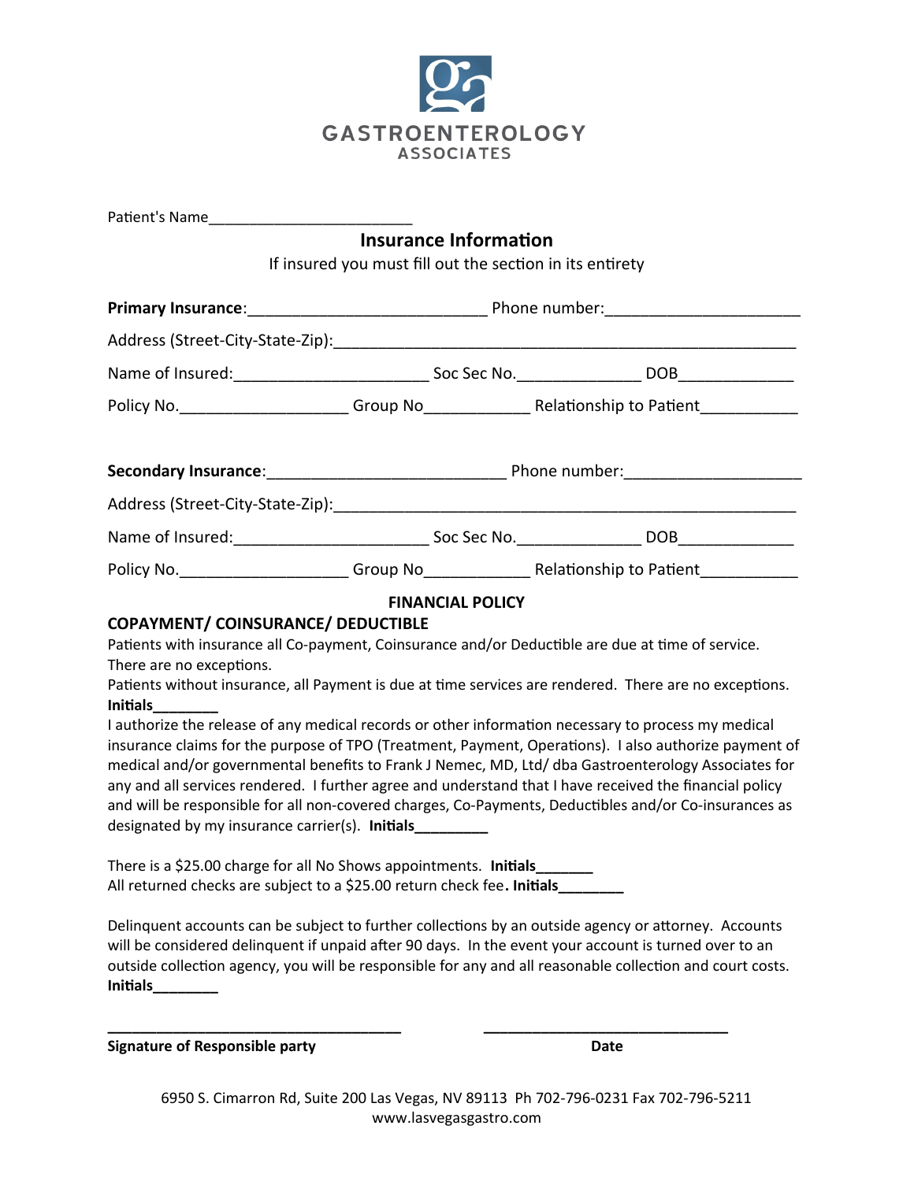# GASTROENTEROLOGY
ASSOCIATES

Patient's Name________________________

## Insurance Information

If insured you must fill out the section in its entirety

**Primary Insurance**:___________________________ Phone number:_____________________

Address (Street-City-State-Zip):_____________________________________________________

Name of Insured:______________________ Soc Sec No._____________ DOB_____________

Policy No.___________________ Group No____________ Relationship to Patient___________

**Secondary Insurance**:__________________________ Phone number:___________________

Address (Street-City-State-Zip):_____________________________________________________

Name of Insured:______________________ Soc Sec No._____________ DOB_____________

Policy No.___________________ Group No____________ Relationship to Patient___________

### FINANCIAL POLICY

### COPAYMENT/ COINSURANCE/ DEDUCTIBLE

Patients with insurance all Co-payment, Coinsurance and/or Deductible are due at time of service. There are no exceptions.

Patients without insurance, all Payment is due at time services are rendered. There are no exceptions.

**Initials________**

I authorize the release of any medical records or other information necessary to process my medical insurance claims for the purpose of TPO (Treatment, Payment, Operations). I also authorize payment of medical and/or governmental benefits to Frank J Nemec, MD, Ltd/ dba Gastroenterology Associates for any and all services rendered. I further agree and understand that I have received the financial policy and will be responsible for all non-covered charges, Co-Payments, Deductibles and/or Co-insurances as designated by my insurance carrier(s). **Initials_________**

There is a $25.00 charge for all No Shows appointments. **Initials_______**

All returned checks are subject to a $25.00 return check fee**. Initials________**

Delinquent accounts can be subject to further collections by an outside agency or attorney. Accounts will be considered delinquent if unpaid after 90 days. In the event your account is turned over to an outside collection agency, you will be responsible for any and all reasonable collection and court costs.

**Initials________**

____________________________________ ______________________________

**Signature of Responsible party** **Date**

6950 S. Cimarron Rd, Suite 200 Las Vegas, NV 89113 Ph 702-796-0231 Fax 702-796-5211
www.lasvegasgastro.com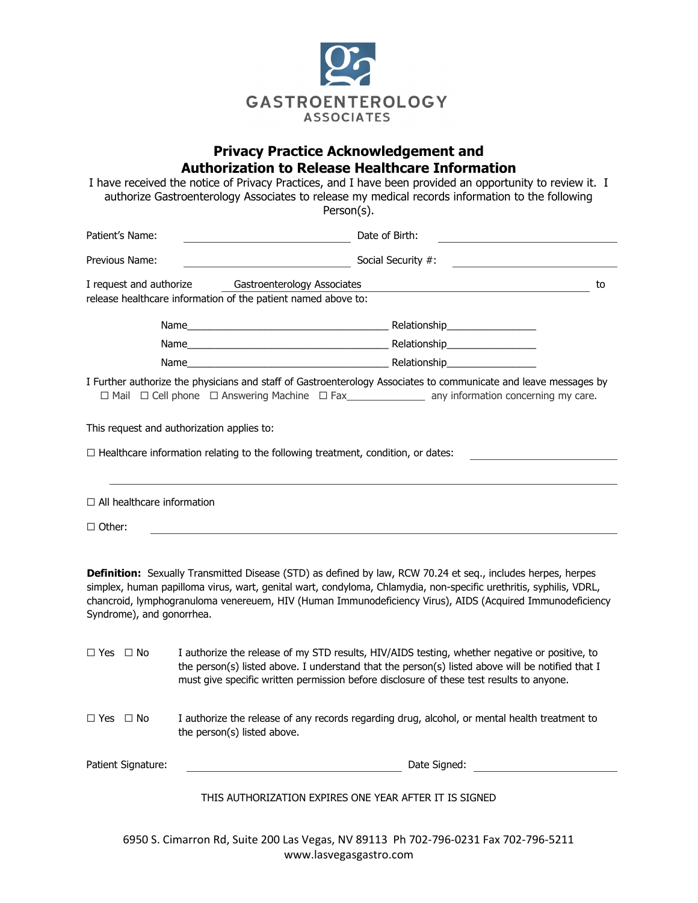GASTROENTEROLOGY
ASSOCIATES

# Privacy Practice Acknowledgement and Authorization to Release Healthcare Information

I have received the notice of Privacy Practices, and I have been provided an opportunity to review it. I authorize Gastroenterology Associates to release my medical records information to the following Person(s).

Patient's Name: ______________________ Date of Birth: ______________________

Previous Name: ______________________ Social Security #: ______________________

I request and authorize Gastroenterology Associates ______________________ to release healthcare information of the patient named above to:

Name______________________ Relationship______________

Name______________________ Relationship______________

Name______________________ Relationship______________

I Further authorize the physicians and staff of Gastroenterology Associates to communicate and leave messages by ☐ Mail ☐ Cell phone ☐ Answering Machine ☐ Fax______________ any information concerning my care.

This request and authorization applies to:

☐ Healthcare information relating to the following treatment, condition, or dates: ______________________

______________________________________________

☐ All healthcare information

☐ Other: ______________________

**Definition:** Sexually Transmitted Disease (STD) as defined by law, RCW 70.24 et seq., includes herpes, herpes simplex, human papilloma virus, wart, genital wart, condyloma, Chlamydia, non-specific urethritis, syphilis, VDRL, chancroid, lymphogranuloma venereuem, HIV (Human Immunodeficiency Virus), AIDS (Acquired Immunodeficiency Syndrome), and gonorrhea.

☐ Yes ☐ No I authorize the release of my STD results, HIV/AIDS testing, whether negative or positive, to the person(s) listed above. I understand that the person(s) listed above will be notified that I must give specific written permission before disclosure of these test results to anyone.

☐ Yes ☐ No I authorize the release of any records regarding drug, alcohol, or mental health treatment to the person(s) listed above.

Patient Signature: ______________________ Date Signed: ______________________

THIS AUTHORIZATION EXPIRES ONE YEAR AFTER IT IS SIGNED

6950 S. Cimarron Rd, Suite 200 Las Vegas, NV 89113 Ph 702-796-0231 Fax 702-796-5211
www.lasvegasgastro.com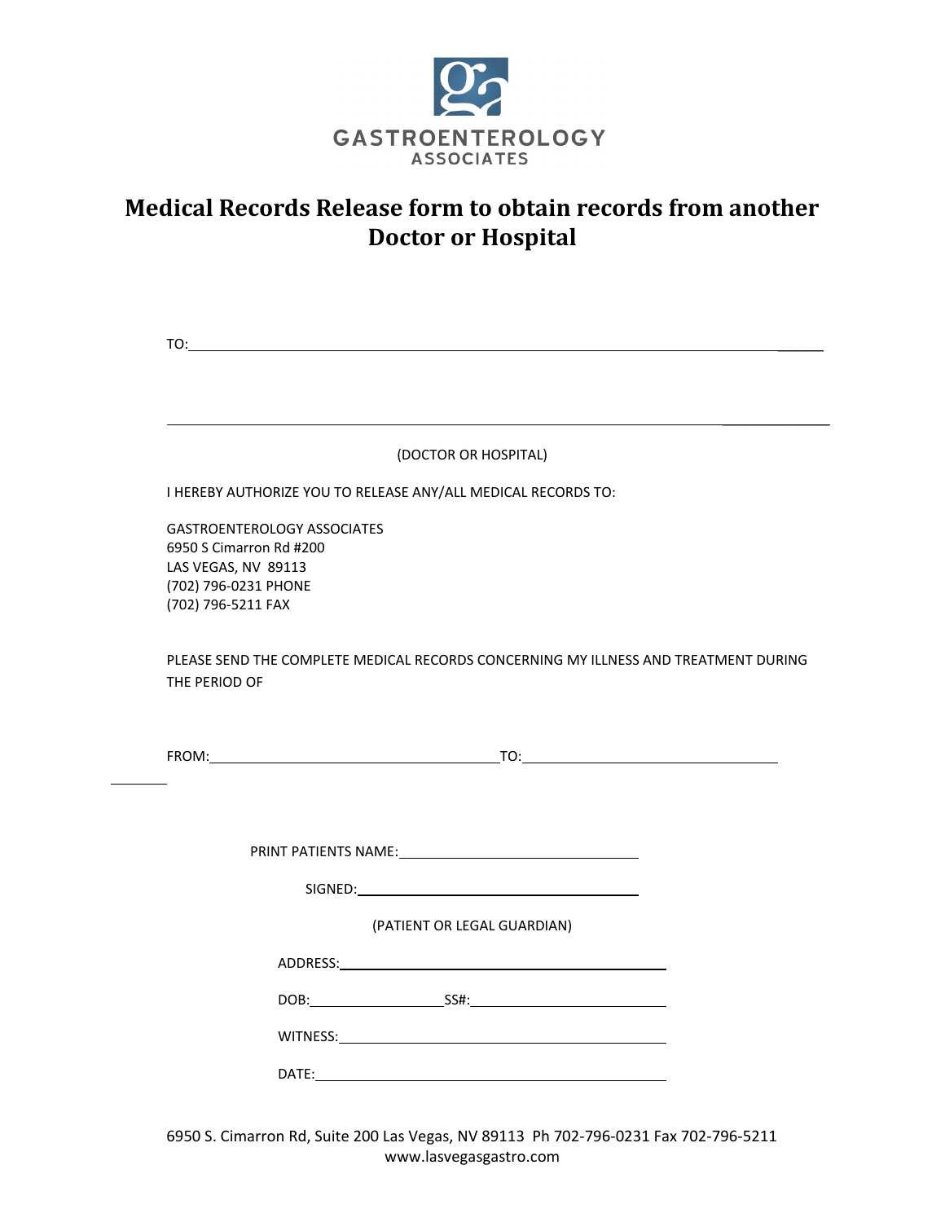GASTROENTEROLOGY
ASSOCIATES

# Medical Records Release form to obtain records from another Doctor or Hospital

TO:\_\_\_\_\_\_\_\_\_\_\_\_\_\_\_\_\_\_\_\_\_\_\_\_\_\_\_\_\_\_\_\_\_\_\_\_\_\_\_\_\_\_\_\_\_\_\_\_\_\_\_\_\_\_\_\_\_\_\_\_\_\_\_\_\_\_

\_\_\_\_\_\_\_\_\_\_\_\_\_\_\_\_\_\_\_\_\_\_\_\_\_\_\_\_\_\_\_\_\_\_\_\_\_\_\_\_\_\_\_\_\_\_\_\_\_\_\_\_\_\_\_\_\_\_\_\_\_\_\_\_\_\_\_\_\_\_

(DOCTOR OR HOSPITAL)

I HEREBY AUTHORIZE YOU TO RELEASE ANY/ALL MEDICAL RECORDS TO:

GASTROENTEROLOGY ASSOCIATES
6950 S Cimarron Rd #200
LAS VEGAS, NV 89113
(702) 796-0231 PHONE
(702) 796-5211 FAX

PLEASE SEND THE COMPLETE MEDICAL RECORDS CONCERNING MY ILLNESS AND TREATMENT DURING THE PERIOD OF

FROM:\_\_\_\_\_\_\_\_\_\_\_\_\_\_\_\_\_\_\_\_\_\_\_\_\_\_\_\_\_\_\_\_ TO:\_\_\_\_\_\_\_\_\_\_\_\_\_\_\_\_\_\_\_\_\_\_\_\_\_\_\_\_\_\_\_\_

PRINT PATIENTS NAME:\_\_\_\_\_\_\_\_\_\_\_\_\_\_\_\_\_\_\_\_\_\_\_\_\_\_\_\_

SIGNED:\_\_\_\_\_\_\_\_\_\_\_\_\_\_\_\_\_\_\_\_\_\_\_\_\_\_\_\_\_\_\_\_

(PATIENT OR LEGAL GUARDIAN)

ADDRESS:\_\_\_\_\_\_\_\_\_\_\_\_\_\_\_\_\_\_\_\_\_\_\_\_\_\_\_\_\_\_\_\_\_\_\_\_

DOB:\_\_\_\_\_\_\_\_\_\_\_\_\_\_\_\_ SS#:\_\_\_\_\_\_\_\_\_\_\_\_\_\_\_\_\_\_\_\_\_\_

WITNESS:\_\_\_\_\_\_\_\_\_\_\_\_\_\_\_\_\_\_\_\_\_\_\_\_\_\_\_\_\_\_\_\_\_\_\_\_\_

DATE:\_\_\_\_\_\_\_\_\_\_\_\_\_\_\_\_\_\_\_\_\_\_\_\_\_\_\_\_\_\_\_\_\_\_\_\_\_\_\_

6950 S. Cimarron Rd, Suite 200 Las Vegas, NV 89113 Ph 702-796-0231 Fax 702-796-5211
www.lasvegasgastro.com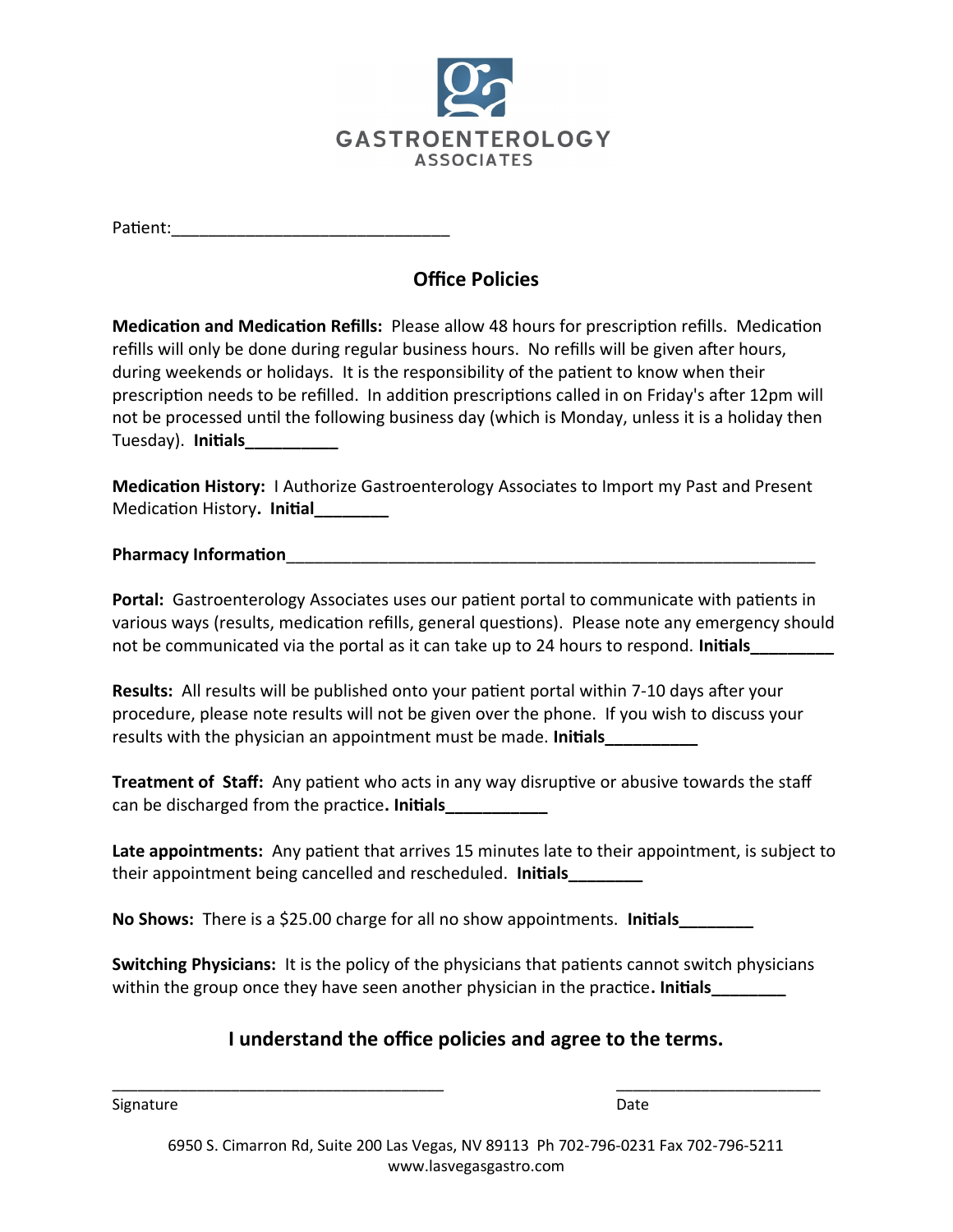GASTROENTEROLOGY
ASSOCIATES

Patient:______________________________

## Office Policies

**Medication and Medication Refills:** Please allow 48 hours for prescription refills. Medication refills will only be done during regular business hours. No refills will be given after hours, during weekends or holidays. It is the responsibility of the patient to know when their prescription needs to be refilled. In addition prescriptions called in on Friday's after 12pm will not be processed until the following business day (which is Monday, unless it is a holiday then Tuesday). **Initials__________**

**Medication History:** I Authorize Gastroenterology Associates to Import my Past and Present Medication History**. Initial________**

**Pharmacy Information**__________________________________________________________

**Portal:** Gastroenterology Associates uses our patient portal to communicate with patients in various ways (results, medication refills, general questions). Please note any emergency should not be communicated via the portal as it can take up to 24 hours to respond. **Initials_________**

**Results:** All results will be published onto your patient portal within 7-10 days after your procedure, please note results will not be given over the phone. If you wish to discuss your results with the physician an appointment must be made. **Initials__________**

**Treatment of Staff:** Any patient who acts in any way disruptive or abusive towards the staff can be discharged from the practice**. Initials___________**

**Late appointments:** Any patient that arrives 15 minutes late to their appointment, is subject to their appointment being cancelled and rescheduled. **Initials________**

**No Shows:** There is a $25.00 charge for all no show appointments. **Initials________**

**Switching Physicians:** It is the policy of the physicians that patients cannot switch physicians within the group once they have seen another physician in the practice**. Initials________**

### I understand the office policies and agree to the terms.

_____________________________________ _______________________

Signature Date

6950 S. Cimarron Rd, Suite 200 Las Vegas, NV 89113 Ph 702-796-0231 Fax 702-796-5211
www.lasvegasgastro.com